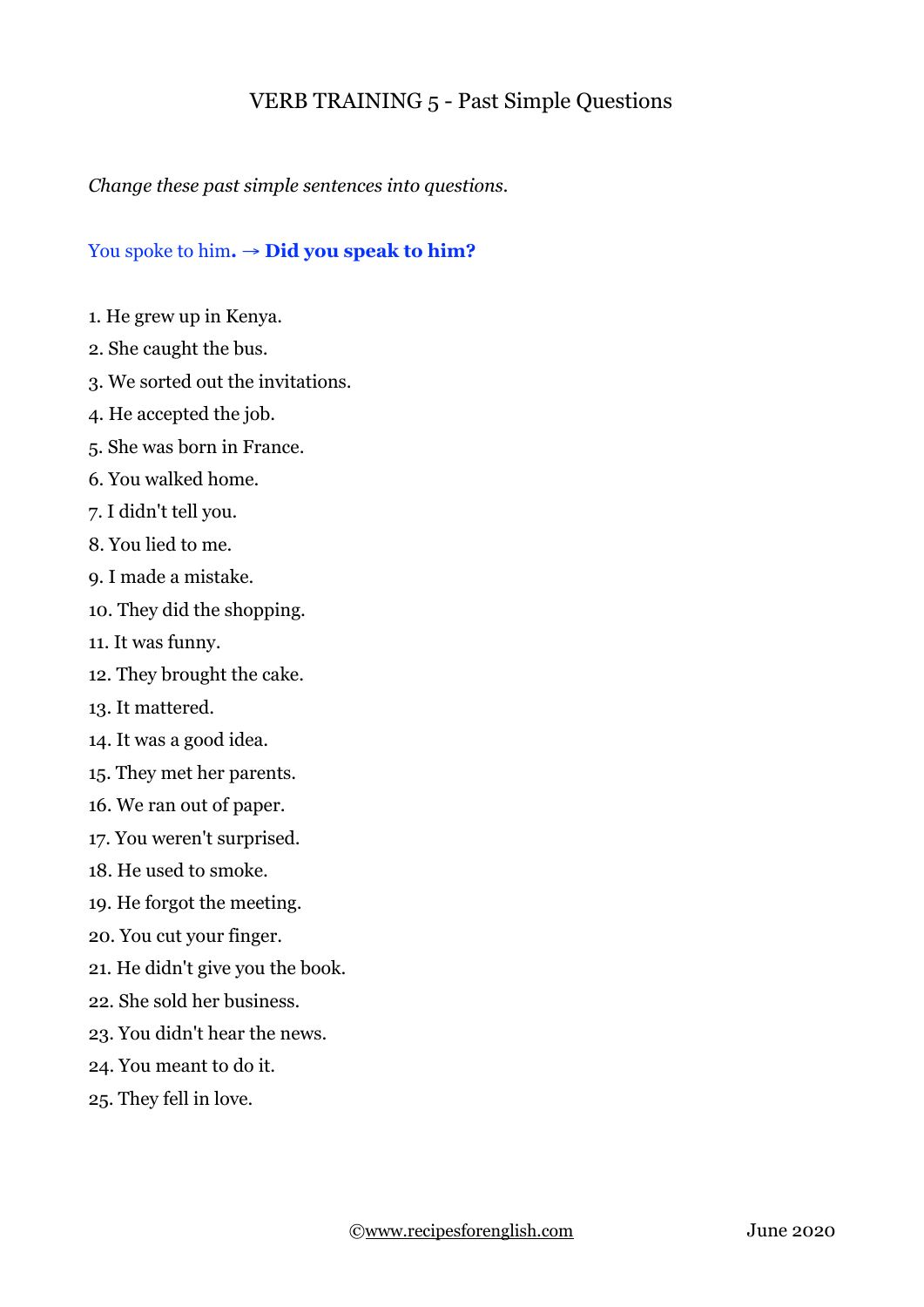# VERB TRAINING 5 - Past Simple Questions

*Change these past simple sentences into questions.*

You spoke to him**. → Did you speak to him?**

1. He grew up in Kenya.
2. She caught the bus.
3. We sorted out the invitations.
4. He accepted the job.
5. She was born in France.
6. You walked home.
7. I didn't tell you.
8. You lied to me.
9. I made a mistake.
10. They did the shopping.
11. It was funny.
12. They brought the cake.
13. It mattered.
14. It was a good idea.
15. They met her parents.
16. We ran out of paper.
17. You weren't surprised.
18. He used to smoke.
19. He forgot the meeting.
20. You cut your finger.
21. He didn't give you the book.
22. She sold her business.
23. You didn't hear the news.
24. You meant to do it.
25. They fell in love.

©www.recipesforenglish.com June 2020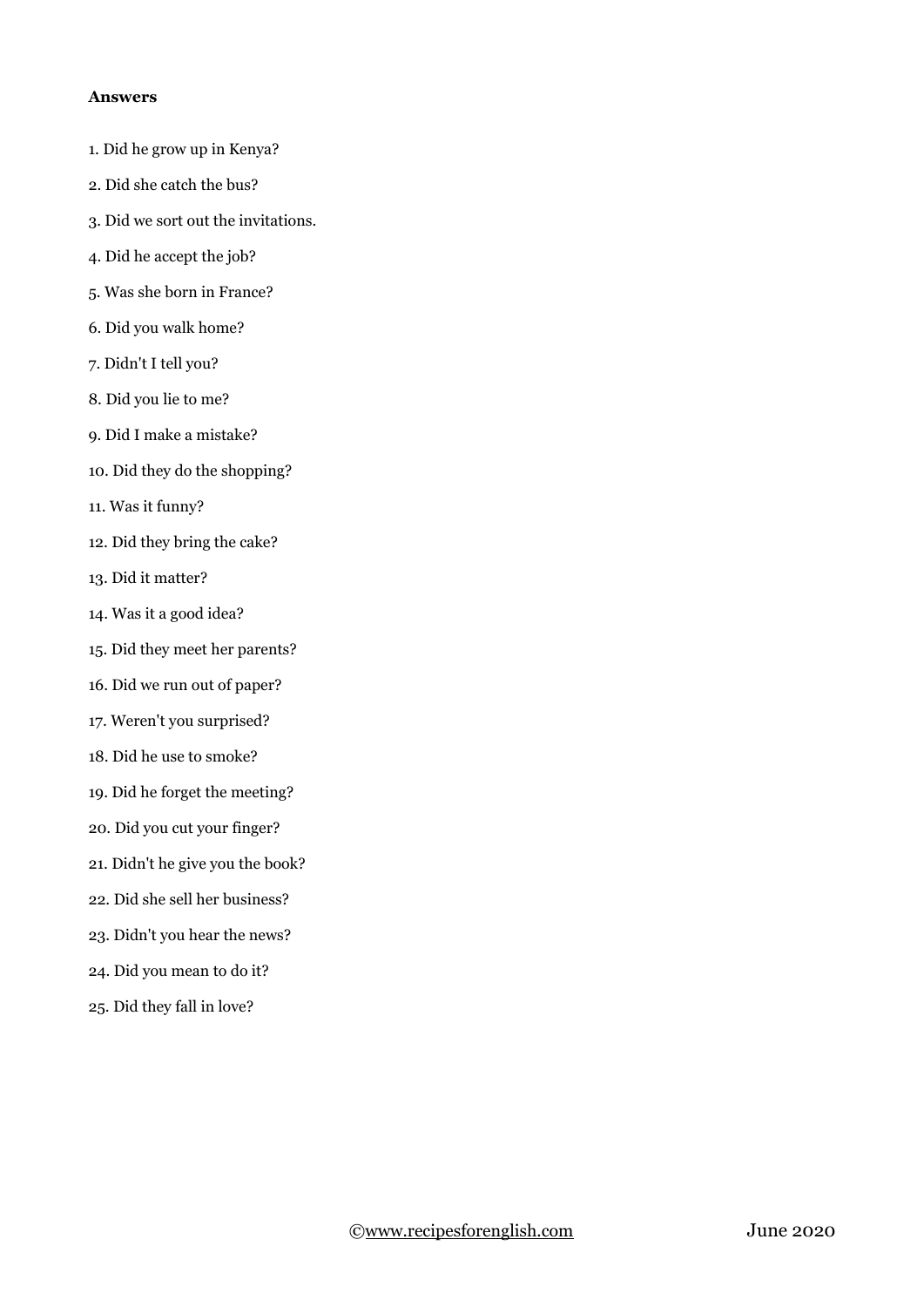**Answers**

1. Did he grow up in Kenya?
2. Did she catch the bus?
3. Did we sort out the invitations.
4. Did he accept the job?
5. Was she born in France?
6. Did you walk home?
7. Didn't I tell you?
8. Did you lie to me?
9. Did I make a mistake?
10. Did they do the shopping?
11. Was it funny?
12. Did they bring the cake?
13. Did it matter?
14. Was it a good idea?
15. Did they meet her parents?
16. Did we run out of paper?
17. Weren't you surprised?
18. Did he use to smoke?
19. Did he forget the meeting?
20. Did you cut your finger?
21. Didn't he give you the book?
22. Did she sell her business?
23. Didn't you hear the news?
24. Did you mean to do it?
25. Did they fall in love?

©www.recipesforenglish.com June 2020